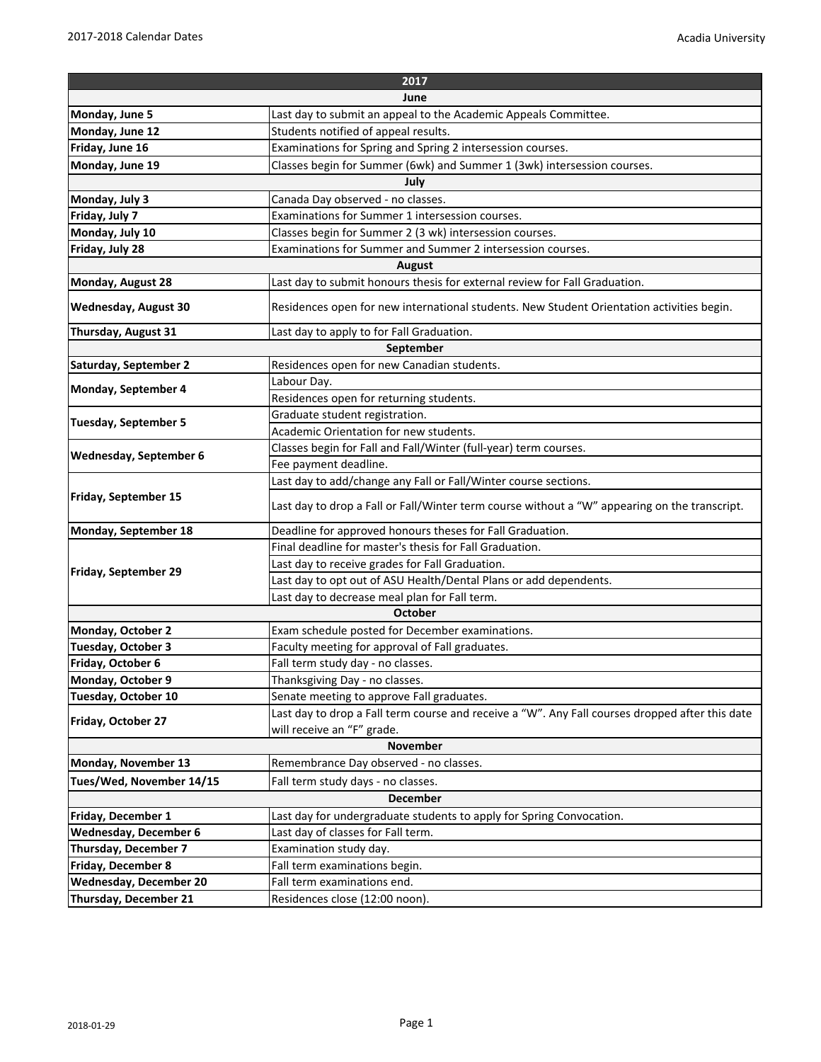| 2017 | |
|---|---|
| **June** | |
| **Monday, June 5** | Last day to submit an appeal to the Academic Appeals Committee. |
| **Monday, June 12** | Students notified of appeal results. |
| **Friday, June 16** | Examinations for Spring and Spring 2 intersession courses. |
| **Monday, June 19** | Classes begin for Summer (6wk) and Summer 1 (3wk) intersession courses. |
| **July** | |
| **Monday, July 3** | Canada Day observed - no classes. |
| **Friday, July 7** | Examinations for Summer 1 intersession courses. |
| **Monday, July 10** | Classes begin for Summer 2 (3 wk) intersession courses. |
| **Friday, July 28** | Examinations for Summer and Summer 2 intersession courses. |
| **August** | |
| **Monday, August 28** | Last day to submit honours thesis for external review for Fall Graduation. |
| **Wednesday, August 30** | Residences open for new international students. New Student Orientation activities begin. |
| **Thursday, August 31** | Last day to apply to for Fall Graduation. |
| **September** | |
| **Saturday, September 2** | Residences open for new Canadian students. |
| **Monday, September 4** | Labour Day. |
| | Residences open for returning students. |
| **Tuesday, September 5** | Graduate student registration. |
| | Academic Orientation for new students. |
| **Wednesday, September 6** | Classes begin for Fall and Fall/Winter (full-year) term courses. |
| | Fee payment deadline. |
| **Friday, September 15** | Last day to add/change any Fall or Fall/Winter course sections. |
| | Last day to drop a Fall or Fall/Winter term course without a "W" appearing on the transcript. |
| **Monday, September 18** | Deadline for approved honours theses for Fall Graduation. |
| **Friday, September 29** | Final deadline for master's thesis for Fall Graduation. |
| | Last day to receive grades for Fall Graduation. |
| | Last day to opt out of ASU Health/Dental Plans or add dependents. |
| | Last day to decrease meal plan for Fall term. |
| **October** | |
| **Monday, October 2** | Exam schedule posted for December examinations. |
| **Tuesday, October 3** | Faculty meeting for approval of Fall graduates. |
| **Friday, October 6** | Fall term study day - no classes. |
| **Monday, October 9** | Thanksgiving Day - no classes. |
| **Tuesday, October 10** | Senate meeting to approve Fall graduates. |
| **Friday, October 27** | Last day to drop a Fall term course and receive a "W". Any Fall courses dropped after this date will receive an "F" grade. |
| **November** | |
| **Monday, November 13** | Remembrance Day observed - no classes. |
| **Tues/Wed, November 14/15** | Fall term study days - no classes. |
| **December** | |
| **Friday, December 1** | Last day for undergraduate students to apply for Spring Convocation. |
| **Wednesday, December 6** | Last day of classes for Fall term. |
| **Thursday, December 7** | Examination study day. |
| **Friday, December 8** | Fall term examinations begin. |
| **Wednesday, December 20** | Fall term examinations end. |
| **Thursday, December 21** | Residences close (12:00 noon). |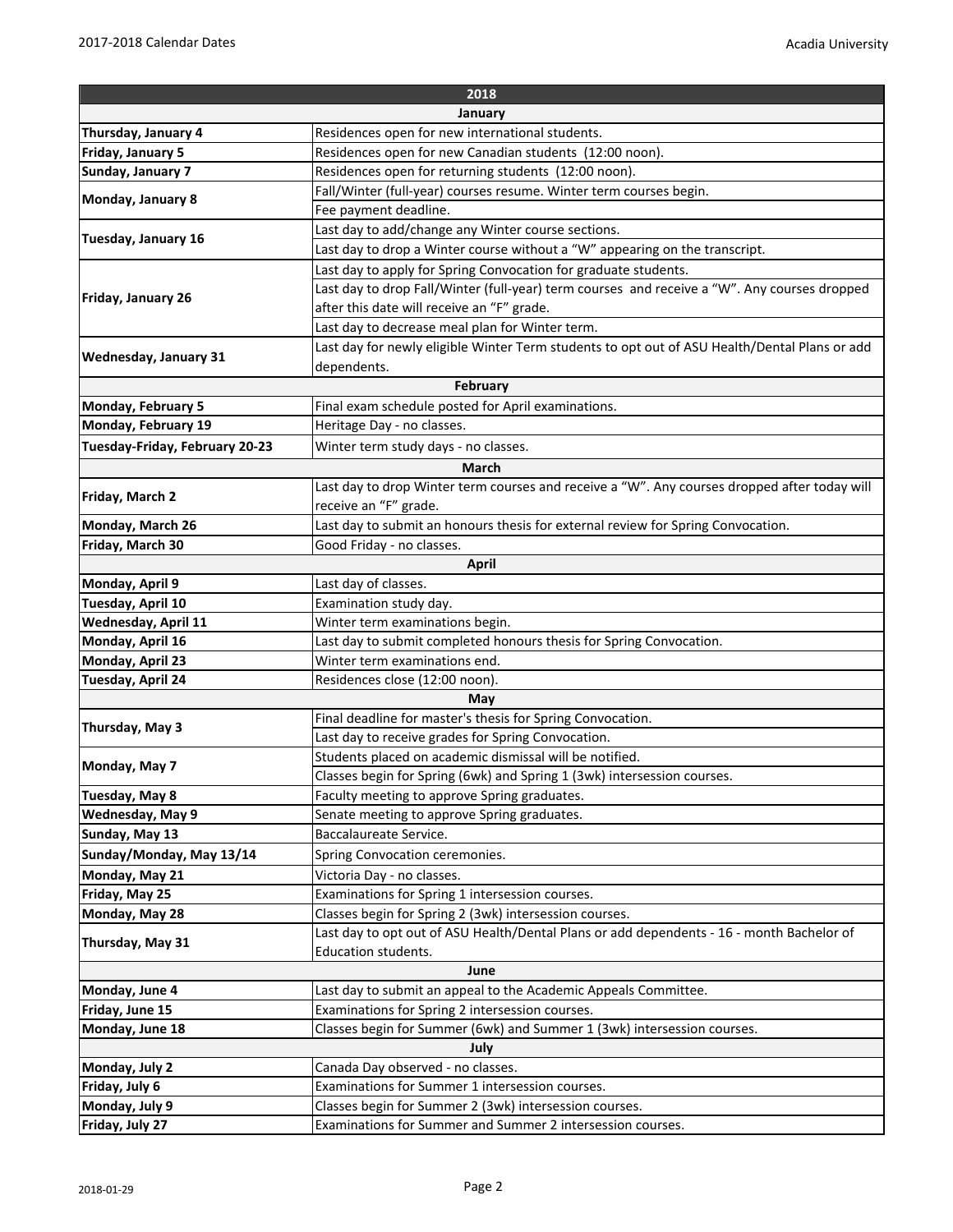| 2018 | |
|---|---|
| **January** | |
| **Thursday, January 4** | Residences open for new international students. |
| **Friday, January 5** | Residences open for new Canadian students (12:00 noon). |
| **Sunday, January 7** | Residences open for returning students (12:00 noon). |
| **Monday, January 8** | Fall/Winter (full-year) courses resume. Winter term courses begin. |
| | Fee payment deadline. |
| **Tuesday, January 16** | Last day to add/change any Winter course sections. |
| | Last day to drop a Winter course without a "W" appearing on the transcript. |
| **Friday, January 26** | Last day to apply for Spring Convocation for graduate students. |
| | Last day to drop Fall/Winter (full-year) term courses and receive a "W". Any courses dropped after this date will receive an "F" grade. |
| | Last day to decrease meal plan for Winter term. |
| **Wednesday, January 31** | Last day for newly eligible Winter Term students to opt out of ASU Health/Dental Plans or add dependents. |
| **February** | |
| **Monday, February 5** | Final exam schedule posted for April examinations. |
| **Monday, February 19** | Heritage Day - no classes. |
| **Tuesday-Friday, February 20-23** | Winter term study days - no classes. |
| **March** | |
| **Friday, March 2** | Last day to drop Winter term courses and receive a "W". Any courses dropped after today will receive an "F" grade. |
| **Monday, March 26** | Last day to submit an honours thesis for external review for Spring Convocation. |
| **Friday, March 30** | Good Friday - no classes. |
| **April** | |
| **Monday, April 9** | Last day of classes. |
| **Tuesday, April 10** | Examination study day. |
| **Wednesday, April 11** | Winter term examinations begin. |
| **Monday, April 16** | Last day to submit completed honours thesis for Spring Convocation. |
| **Monday, April 23** | Winter term examinations end. |
| **Tuesday, April 24** | Residences close (12:00 noon). |
| **May** | |
| **Thursday, May 3** | Final deadline for master's thesis for Spring Convocation. |
| | Last day to receive grades for Spring Convocation. |
| **Monday, May 7** | Students placed on academic dismissal will be notified. |
| | Classes begin for Spring (6wk) and Spring 1 (3wk) intersession courses. |
| **Tuesday, May 8** | Faculty meeting to approve Spring graduates. |
| **Wednesday, May 9** | Senate meeting to approve Spring graduates. |
| **Sunday, May 13** | Baccalaureate Service. |
| **Sunday/Monday, May 13/14** | Spring Convocation ceremonies. |
| **Monday, May 21** | Victoria Day - no classes. |
| **Friday, May 25** | Examinations for Spring 1 intersession courses. |
| **Monday, May 28** | Classes begin for Spring 2 (3wk) intersession courses. |
| **Thursday, May 31** | Last day to opt out of ASU Health/Dental Plans or add dependents - 16 - month Bachelor of Education students. |
| **June** | |
| **Monday, June 4** | Last day to submit an appeal to the Academic Appeals Committee. |
| **Friday, June 15** | Examinations for Spring 2 intersession courses. |
| **Monday, June 18** | Classes begin for Summer (6wk) and Summer 1 (3wk) intersession courses. |
| **July** | |
| **Monday, July 2** | Canada Day observed - no classes. |
| **Friday, July 6** | Examinations for Summer 1 intersession courses. |
| **Monday, July 9** | Classes begin for Summer 2 (3wk) intersession courses. |
| **Friday, July 27** | Examinations for Summer and Summer 2 intersession courses. |

2018-01-29